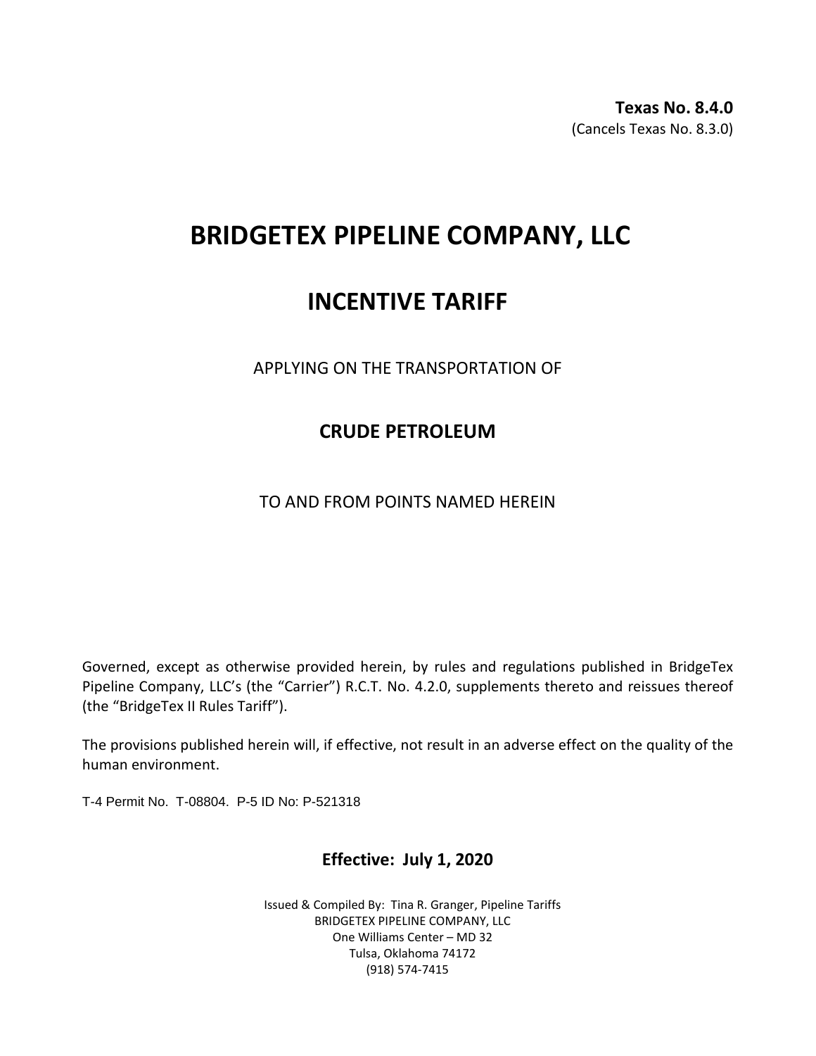**Texas No. 8.4.0**
(Cancels Texas No. 8.3.0)

# BRIDGETEX PIPELINE COMPANY, LLC

## INCENTIVE TARIFF

APPLYING ON THE TRANSPORTATION OF

### CRUDE PETROLEUM

TO AND FROM POINTS NAMED HEREIN

Governed, except as otherwise provided herein, by rules and regulations published in BridgeTex Pipeline Company, LLC's (the "Carrier") R.C.T. No. 4.2.0, supplements thereto and reissues thereof (the "BridgeTex II Rules Tariff").

The provisions published herein will, if effective, not result in an adverse effect on the quality of the human environment.

T-4 Permit No. T-08804. P-5 ID No: P-521318

**Effective: July 1, 2020**

Issued & Compiled By: Tina R. Granger, Pipeline Tariffs
BRIDGETEX PIPELINE COMPANY, LLC
One Williams Center – MD 32
Tulsa, Oklahoma 74172
(918) 574-7415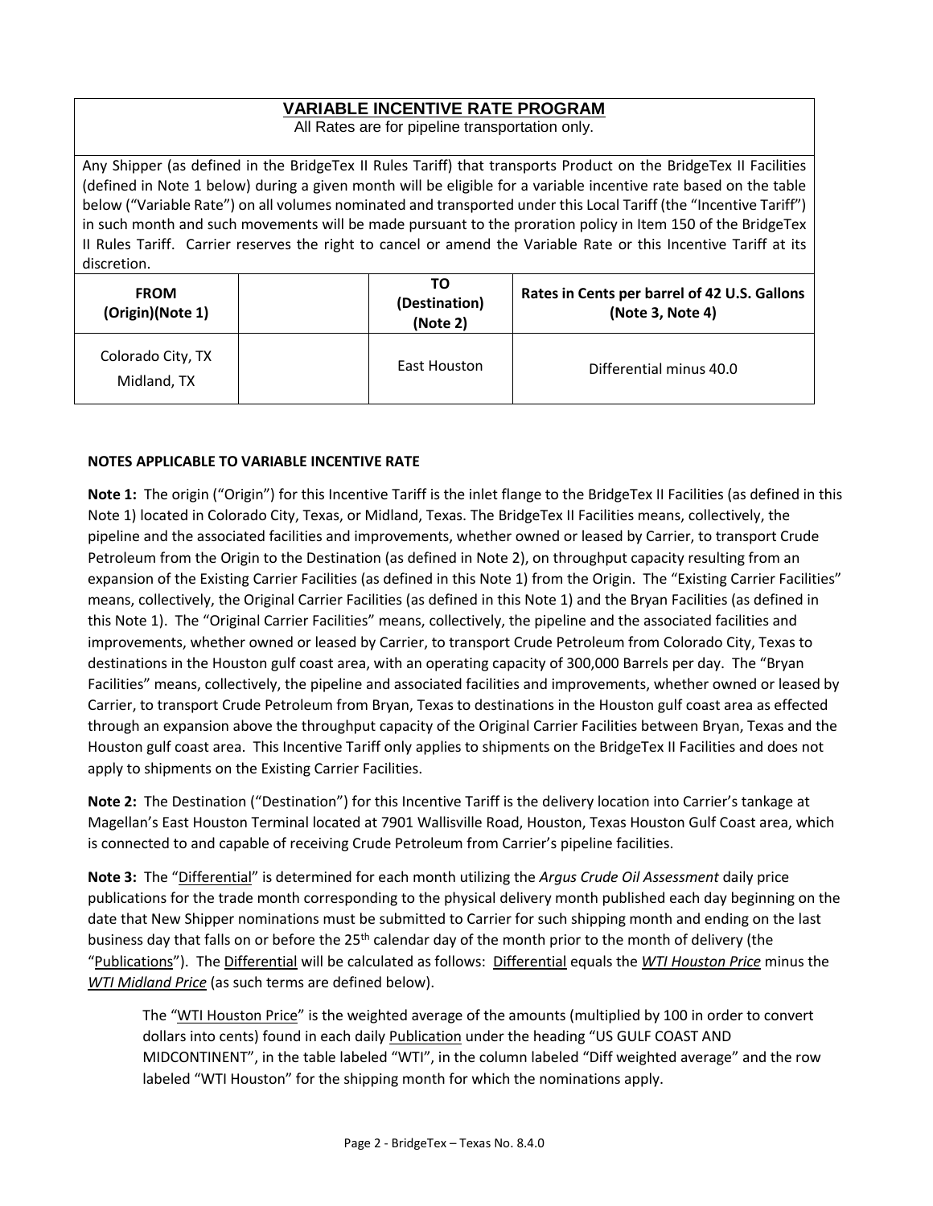## VARIABLE INCENTIVE RATE PROGRAM

All Rates are for pipeline transportation only.

Any Shipper (as defined in the BridgeTex II Rules Tariff) that transports Product on the BridgeTex II Facilities (defined in Note 1 below) during a given month will be eligible for a variable incentive rate based on the table below ("Variable Rate") on all volumes nominated and transported under this Local Tariff (the "Incentive Tariff") in such month and such movements will be made pursuant to the proration policy in Item 150 of the BridgeTex II Rules Tariff. Carrier reserves the right to cancel or amend the Variable Rate or this Incentive Tariff at its discretion.

| FROM (Origin)(Note 1) | | TO (Destination) (Note 2) | Rates in Cents per barrel of 42 U.S. Gallons (Note 3, Note 4) |
|---|---|---|---|
| Colorado City, TX<br>Midland, TX | | East Houston | Differential minus 40.0 |

**NOTES APPLICABLE TO VARIABLE INCENTIVE RATE**

**Note 1:** The origin ("Origin") for this Incentive Tariff is the inlet flange to the BridgeTex II Facilities (as defined in this Note 1) located in Colorado City, Texas, or Midland, Texas. The BridgeTex II Facilities means, collectively, the pipeline and the associated facilities and improvements, whether owned or leased by Carrier, to transport Crude Petroleum from the Origin to the Destination (as defined in Note 2), on throughput capacity resulting from an expansion of the Existing Carrier Facilities (as defined in this Note 1) from the Origin. The "Existing Carrier Facilities" means, collectively, the Original Carrier Facilities (as defined in this Note 1) and the Bryan Facilities (as defined in this Note 1). The "Original Carrier Facilities" means, collectively, the pipeline and the associated facilities and improvements, whether owned or leased by Carrier, to transport Crude Petroleum from Colorado City, Texas to destinations in the Houston gulf coast area, with an operating capacity of 300,000 Barrels per day. The "Bryan Facilities" means, collectively, the pipeline and associated facilities and improvements, whether owned or leased by Carrier, to transport Crude Petroleum from Bryan, Texas to destinations in the Houston gulf coast area as effected through an expansion above the throughput capacity of the Original Carrier Facilities between Bryan, Texas and the Houston gulf coast area. This Incentive Tariff only applies to shipments on the BridgeTex II Facilities and does not apply to shipments on the Existing Carrier Facilities.

**Note 2:** The Destination ("Destination") for this Incentive Tariff is the delivery location into Carrier's tankage at Magellan's East Houston Terminal located at 7901 Wallisville Road, Houston, Texas Houston Gulf Coast area, which is connected to and capable of receiving Crude Petroleum from Carrier's pipeline facilities.

**Note 3:** The "Differential" is determined for each month utilizing the *Argus Crude Oil Assessment* daily price publications for the trade month corresponding to the physical delivery month published each day beginning on the date that New Shipper nominations must be submitted to Carrier for such shipping month and ending on the last business day that falls on or before the 25th calendar day of the month prior to the month of delivery (the "Publications"). The Differential will be calculated as follows: Differential equals the ***WTI Houston Price*** minus the ***WTI Midland Price*** (as such terms are defined below).

The "WTI Houston Price" is the weighted average of the amounts (multiplied by 100 in order to convert dollars into cents) found in each daily Publication under the heading "US GULF COAST AND MIDCONTINENT", in the table labeled "WTI", in the column labeled "Diff weighted average" and the row labeled "WTI Houston" for the shipping month for which the nominations apply.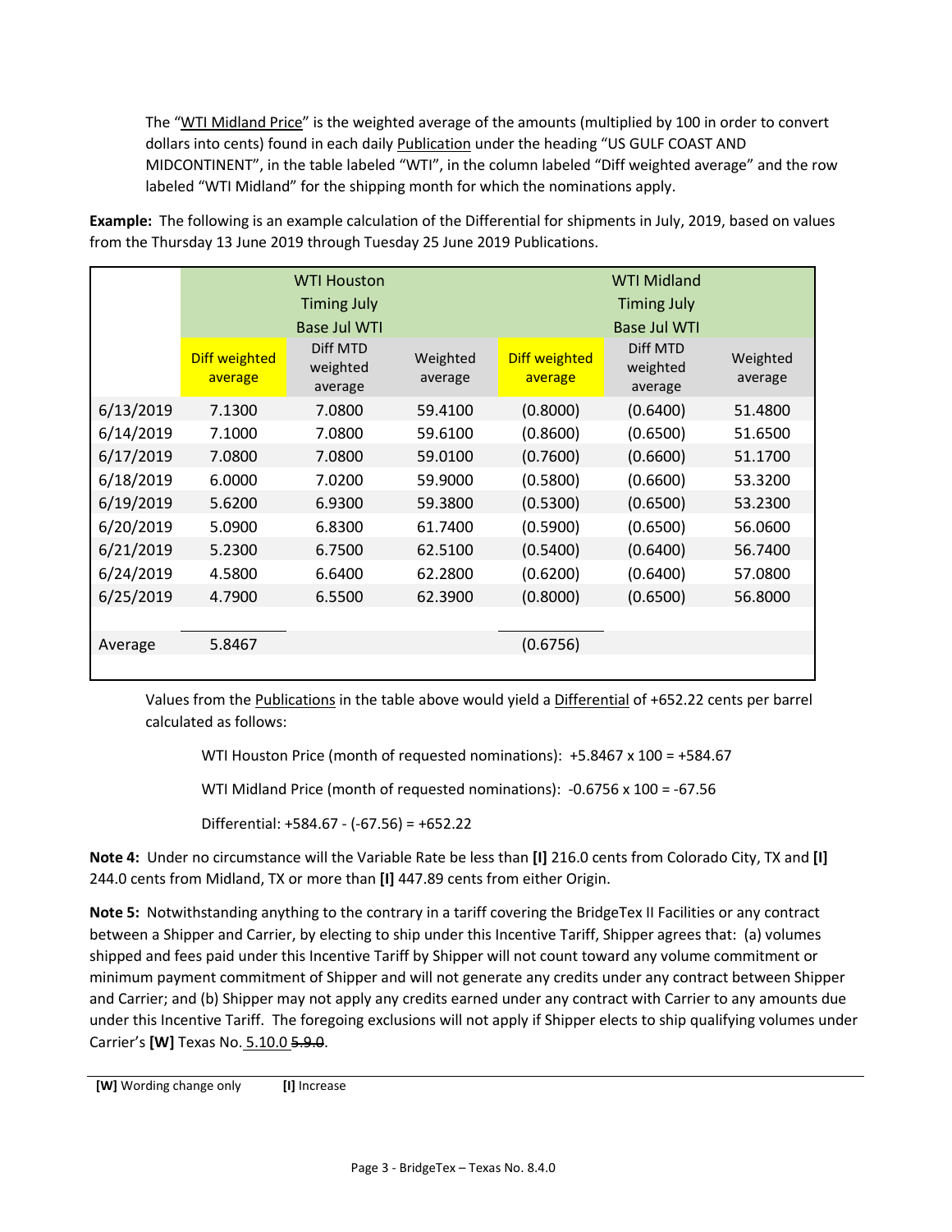The "WTI Midland Price" is the weighted average of the amounts (multiplied by 100 in order to convert dollars into cents) found in each daily Publication under the heading "US GULF COAST AND MIDCONTINENT", in the table labeled "WTI", in the column labeled "Diff weighted average" and the row labeled "WTI Midland" for the shipping month for which the nominations apply.

**Example:** The following is an example calculation of the Differential for shipments in July, 2019, based on values from the Thursday 13 June 2019 through Tuesday 25 June 2019 Publications.

| | WTI Houston Timing July Base Jul WTI | | | WTI Midland Timing July Base Jul WTI | | |
|---|---|---|---|---|---|---|
| | Diff weighted average | Diff MTD weighted average | Weighted average | Diff weighted average | Diff MTD weighted average | Weighted average |
| 6/13/2019 | 7.1300 | 7.0800 | 59.4100 | (0.8000) | (0.6400) | 51.4800 |
| 6/14/2019 | 7.1000 | 7.0800 | 59.6100 | (0.8600) | (0.6500) | 51.6500 |
| 6/17/2019 | 7.0800 | 7.0800 | 59.0100 | (0.7600) | (0.6600) | 51.1700 |
| 6/18/2019 | 6.0000 | 7.0200 | 59.9000 | (0.5800) | (0.6600) | 53.3200 |
| 6/19/2019 | 5.6200 | 6.9300 | 59.3800 | (0.5300) | (0.6500) | 53.2300 |
| 6/20/2019 | 5.0900 | 6.8300 | 61.7400 | (0.5900) | (0.6500) | 56.0600 |
| 6/21/2019 | 5.2300 | 6.7500 | 62.5100 | (0.5400) | (0.6400) | 56.7400 |
| 6/24/2019 | 4.5800 | 6.6400 | 62.2800 | (0.6200) | (0.6400) | 57.0800 |
| 6/25/2019 | 4.7900 | 6.5500 | 62.3900 | (0.8000) | (0.6500) | 56.8000 |
| Average | 5.8467 | | | (0.6756) | | |

Values from the Publications in the table above would yield a Differential of +652.22 cents per barrel calculated as follows:

WTI Houston Price (month of requested nominations): +5.8467 x 100 = +584.67

WTI Midland Price (month of requested nominations): -0.6756 x 100 = -67.56

Differential: +584.67 - (-67.56) = +652.22

**Note 4:** Under no circumstance will the Variable Rate be less than **[I]** 216.0 cents from Colorado City, TX and **[I]** 244.0 cents from Midland, TX or more than **[I]** 447.89 cents from either Origin.

**Note 5:** Notwithstanding anything to the contrary in a tariff covering the BridgeTex II Facilities or any contract between a Shipper and Carrier, by electing to ship under this Incentive Tariff, Shipper agrees that: (a) volumes shipped and fees paid under this Incentive Tariff by Shipper will not count toward any volume commitment or minimum payment commitment of Shipper and will not generate any credits under any contract between Shipper and Carrier; and (b) Shipper may not apply any credits earned under any contract with Carrier to any amounts due under this Incentive Tariff. The foregoing exclusions will not apply if Shipper elects to ship qualifying volumes under Carrier's **[W]** Texas No. 5.10.0 ~~5.9.0~~.

**[W]** Wording change only **[I]** Increase